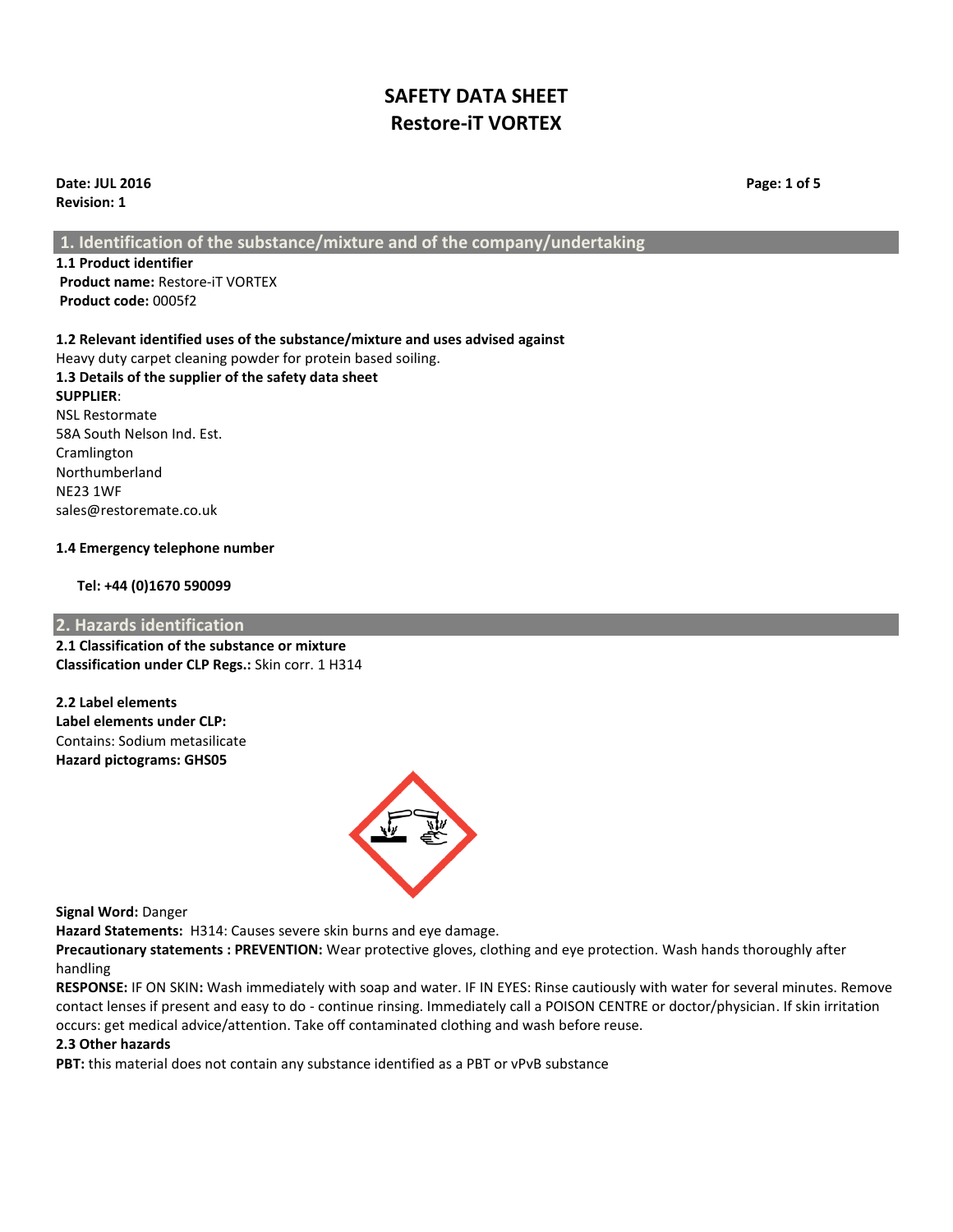# SAFETY DATA SHEET
# Restore-iT VORTEX

**Date: JUL 2016**
**Revision: 1**

## 1. Identification of the substance/mixture and of the company/undertaking

**1.1 Product identifier**
**Product name:** Restore-iT VORTEX
**Product code:** 0005f2

**1.2 Relevant identified uses of the substance/mixture and uses advised against**
Heavy duty carpet cleaning powder for protein based soiling.

**1.3 Details of the supplier of the safety data sheet**
**SUPPLIER**:
NSL Restormate
58A South Nelson Ind. Est.
Cramlington
Northumberland
NE23 1WF
sales@restoremate.co.uk

**1.4 Emergency telephone number**

**Tel: +44 (0)1670 590099**

## 2. Hazards identification

**2.1 Classification of the substance or mixture**
**Classification under CLP Regs.:** Skin corr. 1 H314

**2.2 Label elements**
**Label elements under CLP:**
Contains: Sodium metasilicate
**Hazard pictograms: GHS05**

**Signal Word:** Danger
**Hazard Statements:** H314: Causes severe skin burns and eye damage.
**Precautionary statements : PREVENTION:** Wear protective gloves, clothing and eye protection. Wash hands thoroughly after handling
**RESPONSE:** IF ON SKIN**:** Wash immediately with soap and water. IF IN EYES: Rinse cautiously with water for several minutes. Remove contact lenses if present and easy to do - continue rinsing. Immediately call a POISON CENTRE or doctor/physician. If skin irritation occurs: get medical advice/attention. Take off contaminated clothing and wash before reuse.

**2.3 Other hazards**
**PBT:** this material does not contain any substance identified as a PBT or vPvB substance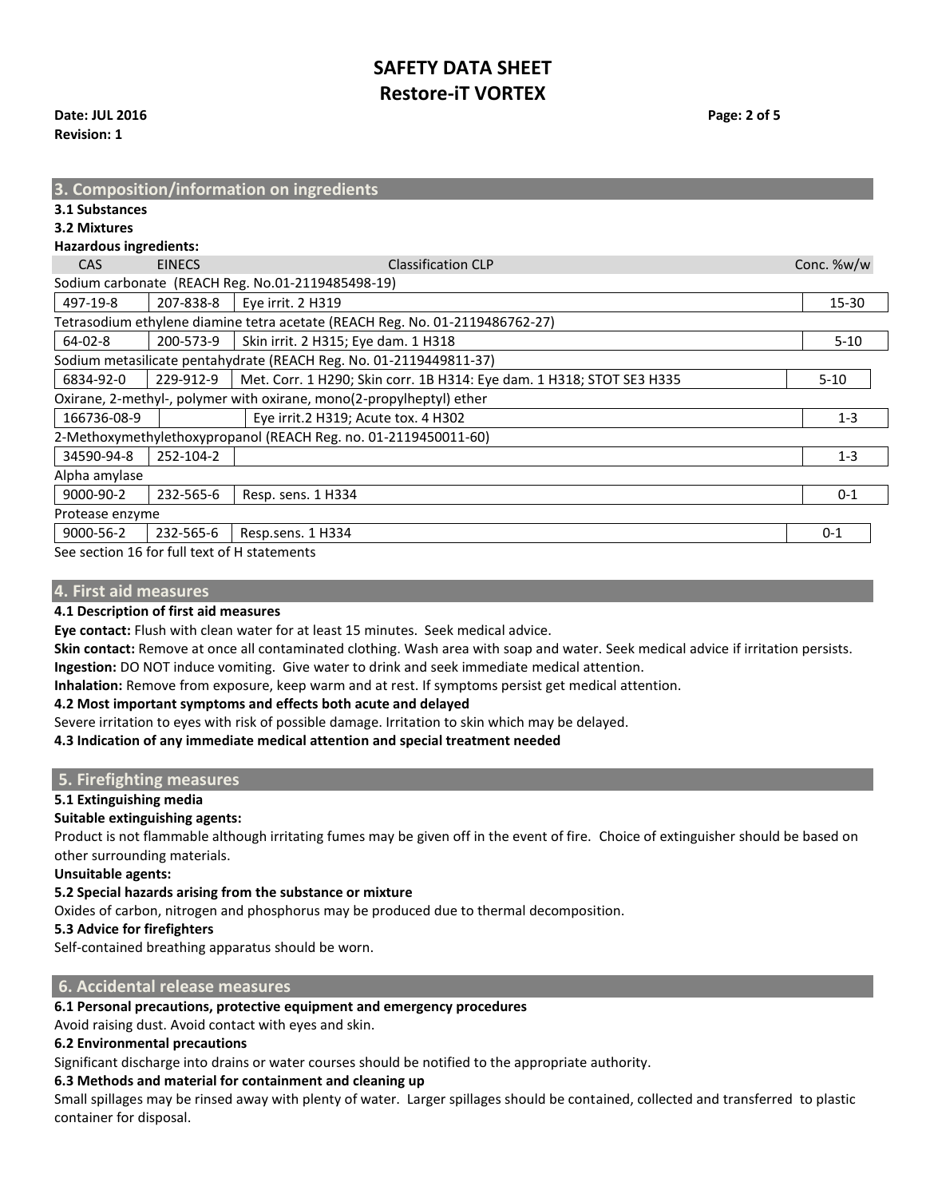## 3. Composition/information on ingredients

**3.1 Substances**

**3.2 Mixtures**

**Hazardous ingredients:**

| CAS | EINECS | Classification CLP | Conc. %w/w |
|---|---|---|---|
| Sodium carbonate (REACH Reg. No.01-2119485498-19) | | | |
| 497-19-8 | 207-838-8 | Eye irrit. 2 H319 | 15-30 |
| Tetrasodium ethylene diamine tetra acetate (REACH Reg. No. 01-2119486762-27) | | | |
| 64-02-8 | 200-573-9 | Skin irrit. 2 H315; Eye dam. 1 H318 | 5-10 |
| Sodium metasilicate pentahydrate (REACH Reg. No. 01-2119449811-37) | | | |
| 6834-92-0 | 229-912-9 | Met. Corr. 1 H290; Skin corr. 1B H314: Eye dam. 1 H318; STOT SE3 H335 | 5-10 |
| Oxirane, 2-methyl-, polymer with oxirane, mono(2-propylheptyl) ether | | | |
| 166736-08-9 | | Eye irrit.2 H319; Acute tox. 4 H302 | 1-3 |
| 2-Methoxymethylethoxypropanol (REACH Reg. no. 01-2119450011-60) | | | |
| 34590-94-8 | 252-104-2 | | 1-3 |
| Alpha amylase | | | |
| 9000-90-2 | 232-565-6 | Resp. sens. 1 H334 | 0-1 |
| Protease enzyme | | | |
| 9000-56-2 | 232-565-6 | Resp.sens. 1 H334 | 0-1 |

See section 16 for full text of H statements

## 4. First aid measures

**4.1 Description of first aid measures**

**Eye contact:** Flush with clean water for at least 15 minutes. Seek medical advice.

**Skin contact:** Remove at once all contaminated clothing. Wash area with soap and water. Seek medical advice if irritation persists.

**Ingestion:** DO NOT induce vomiting. Give water to drink and seek immediate medical attention.

**Inhalation:** Remove from exposure, keep warm and at rest. If symptoms persist get medical attention.

**4.2 Most important symptoms and effects both acute and delayed**

Severe irritation to eyes with risk of possible damage. Irritation to skin which may be delayed.

**4.3 Indication of any immediate medical attention and special treatment needed**

## 5. Firefighting measures

**5.1 Extinguishing media**

**Suitable extinguishing agents:**

Product is not flammable although irritating fumes may be given off in the event of fire. Choice of extinguisher should be based on other surrounding materials.

**Unsuitable agents:**

**5.2 Special hazards arising from the substance or mixture**

Oxides of carbon, nitrogen and phosphorus may be produced due to thermal decomposition.

**5.3 Advice for firefighters**

Self-contained breathing apparatus should be worn.

## 6. Accidental release measures

**6.1 Personal precautions, protective equipment and emergency procedures**

Avoid raising dust. Avoid contact with eyes and skin.

**6.2 Environmental precautions**

Significant discharge into drains or water courses should be notified to the appropriate authority.

**6.3 Methods and material for containment and cleaning up**

Small spillages may be rinsed away with plenty of water. Larger spillages should be contained, collected and transferred to plastic container for disposal.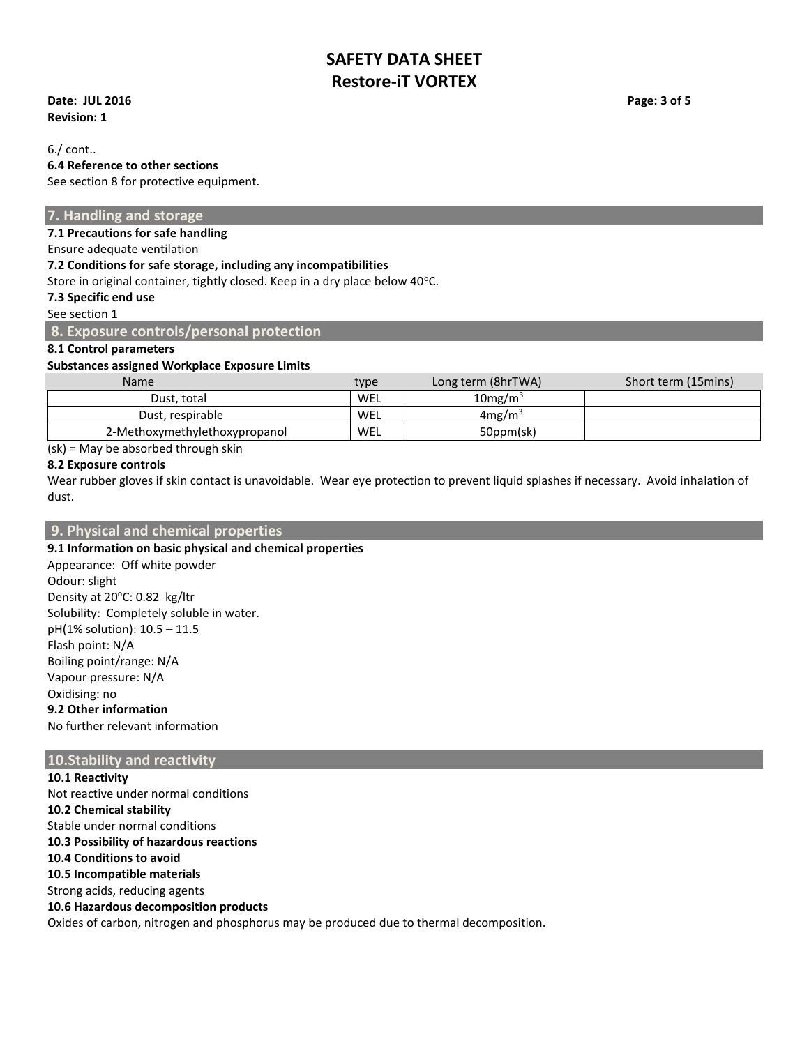6./ cont..

**6.4 Reference to other sections**

See section 8 for protective equipment.

## 7. Handling and storage

**7.1 Precautions for safe handling**

Ensure adequate ventilation

**7.2 Conditions for safe storage, including any incompatibilities**

Store in original container, tightly closed. Keep in a dry place below 40°C.

**7.3 Specific end use**

See section 1

## 8. Exposure controls/personal protection

**8.1 Control parameters**

**Substances assigned Workplace Exposure Limits**

| Name | type | Long term (8hrTWA) | Short term (15mins) |
|---|---|---|---|
| Dust, total | WEL | $10mg/m^3$ | |
| Dust, respirable | WEL | $4mg/m^3$ | |
| 2-Methoxymethylethoxypropanol | WEL | 50ppm(sk) | |

(sk) = May be absorbed through skin

**8.2 Exposure controls**

Wear rubber gloves if skin contact is unavoidable. Wear eye protection to prevent liquid splashes if necessary. Avoid inhalation of dust.

## 9. Physical and chemical properties

**9.1 Information on basic physical and chemical properties**

Appearance: Off white powder
Odour: slight
Density at 20°C: 0.82 kg/ltr
Solubility: Completely soluble in water.
pH(1% solution): 10.5 – 11.5
Flash point: N/A
Boiling point/range: N/A
Vapour pressure: N/A
Oxidising: no

**9.2 Other information**

No further relevant information

## 10.Stability and reactivity

**10.1 Reactivity**

Not reactive under normal conditions

**10.2 Chemical stability**

Stable under normal conditions

**10.3 Possibility of hazardous reactions**

**10.4 Conditions to avoid**

**10.5 Incompatible materials**

Strong acids, reducing agents

**10.6 Hazardous decomposition products**

Oxides of carbon, nitrogen and phosphorus may be produced due to thermal decomposition.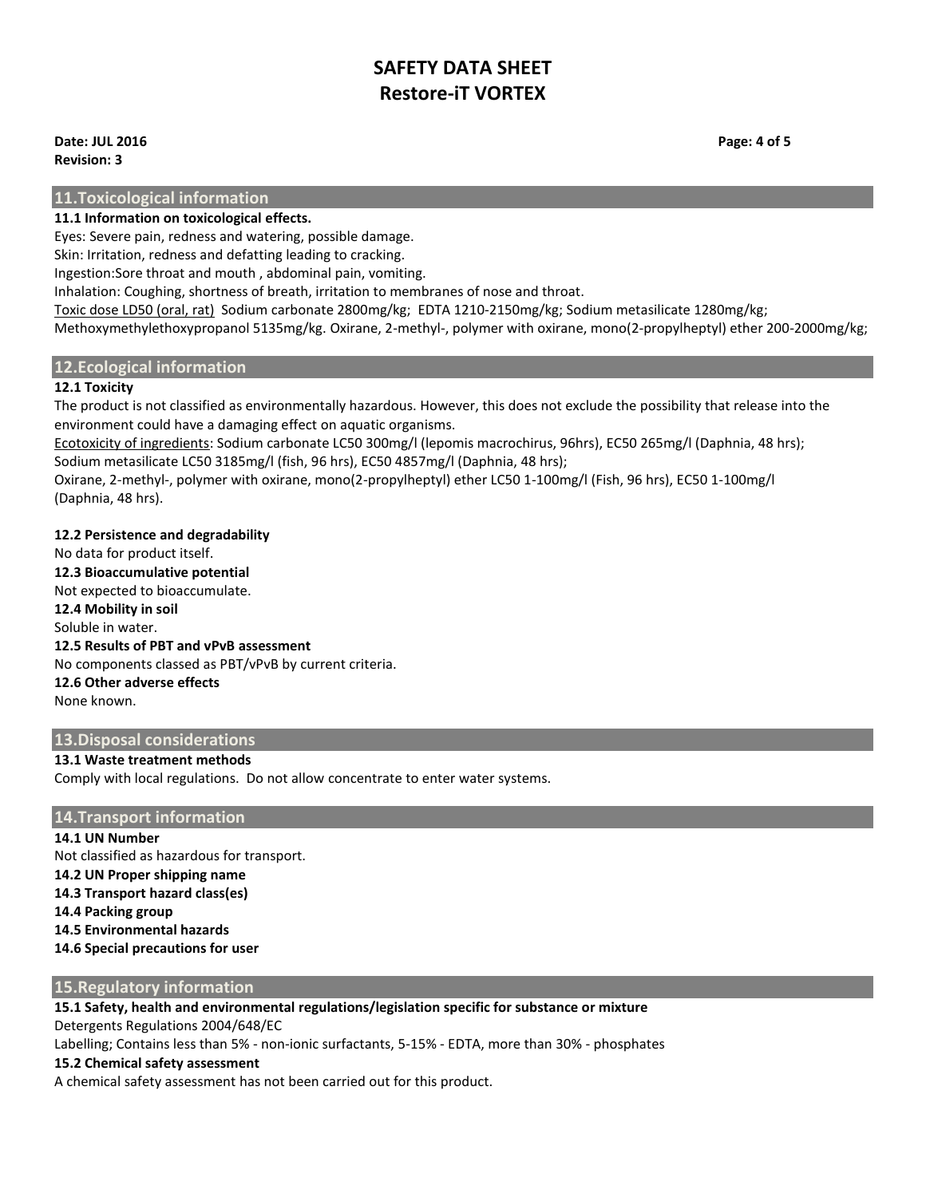## 11.Toxicological information

**11.1 Information on toxicological effects.**

Eyes: Severe pain, redness and watering, possible damage.
Skin: Irritation, redness and defatting leading to cracking.
Ingestion:Sore throat and mouth , abdominal pain, vomiting.
Inhalation: Coughing, shortness of breath, irritation to membranes of nose and throat.
Toxic dose LD50 (oral, rat) Sodium carbonate 2800mg/kg; EDTA 1210-2150mg/kg; Sodium metasilicate 1280mg/kg; Methoxymethylethoxypropanol 5135mg/kg. Oxirane, 2-methyl-, polymer with oxirane, mono(2-propylheptyl) ether 200-2000mg/kg;

## 12.Ecological information

**12.1 Toxicity**

The product is not classified as environmentally hazardous. However, this does not exclude the possibility that release into the environment could have a damaging effect on aquatic organisms.
Ecotoxicity of ingredients: Sodium carbonate LC50 300mg/l (lepomis macrochirus, 96hrs), EC50 265mg/l (Daphnia, 48 hrs); Sodium metasilicate LC50 3185mg/l (fish, 96 hrs), EC50 4857mg/l (Daphnia, 48 hrs);
Oxirane, 2-methyl-, polymer with oxirane, mono(2-propylheptyl) ether LC50 1-100mg/l (Fish, 96 hrs), EC50 1-100mg/l (Daphnia, 48 hrs).

**12.2 Persistence and degradability**
No data for product itself.
**12.3 Bioaccumulative potential**
Not expected to bioaccumulate.
**12.4 Mobility in soil**
Soluble in water.
**12.5 Results of PBT and vPvB assessment**
No components classed as PBT/vPvB by current criteria.
**12.6 Other adverse effects**
None known.

## 13.Disposal considerations

**13.1 Waste treatment methods**
Comply with local regulations. Do not allow concentrate to enter water systems.

## 14.Transport information

**14.1 UN Number**
Not classified as hazardous for transport.
**14.2 UN Proper shipping name**
**14.3 Transport hazard class(es)**
**14.4 Packing group**
**14.5 Environmental hazards**
**14.6 Special precautions for user**

## 15.Regulatory information

**15.1 Safety, health and environmental regulations/legislation specific for substance or mixture**
Detergents Regulations 2004/648/EC
Labelling; Contains less than 5% - non-ionic surfactants, 5-15% - EDTA, more than 30% - phosphates
**15.2 Chemical safety assessment**
A chemical safety assessment has not been carried out for this product.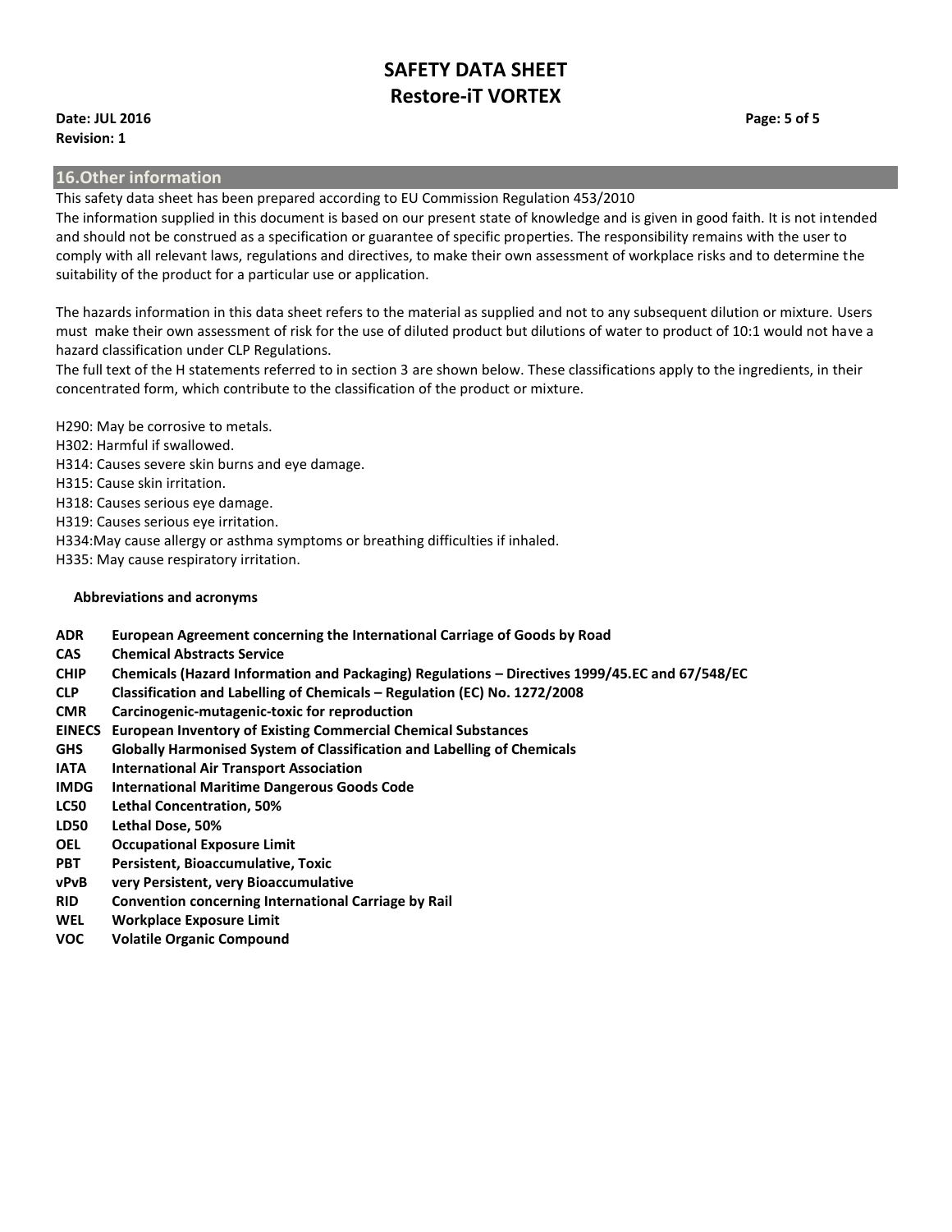## 16.Other information

This safety data sheet has been prepared according to EU Commission Regulation 453/2010
The information supplied in this document is based on our present state of knowledge and is given in good faith. It is not intended and should not be construed as a specification or guarantee of specific properties. The responsibility remains with the user to comply with all relevant laws, regulations and directives, to make their own assessment of workplace risks and to determine the suitability of the product for a particular use or application.

The hazards information in this data sheet refers to the material as supplied and not to any subsequent dilution or mixture. Users must make their own assessment of risk for the use of diluted product but dilutions of water to product of 10:1 would not have a hazard classification under CLP Regulations.
The full text of the H statements referred to in section 3 are shown below. These classifications apply to the ingredients, in their concentrated form, which contribute to the classification of the product or mixture.

H290: May be corrosive to metals.
H302: Harmful if swallowed.
H314: Causes severe skin burns and eye damage.
H315: Cause skin irritation.
H318: Causes serious eye damage.
H319: Causes serious eye irritation.
H334:May cause allergy or asthma symptoms or breathing difficulties if inhaled.
H335: May cause respiratory irritation.

**Abbreviations and acronyms**

**ADR** **European Agreement concerning the International Carriage of Goods by Road**
**CAS** **Chemical Abstracts Service**
**CHIP** **Chemicals (Hazard Information and Packaging) Regulations – Directives 1999/45.EC and 67/548/EC**
**CLP** **Classification and Labelling of Chemicals – Regulation (EC) No. 1272/2008**
**CMR** **Carcinogenic-mutagenic-toxic for reproduction**
**EINECS** **European Inventory of Existing Commercial Chemical Substances**
**GHS** **Globally Harmonised System of Classification and Labelling of Chemicals**
**IATA** **International Air Transport Association**
**IMDG** **International Maritime Dangerous Goods Code**
**LC50** **Lethal Concentration, 50%**
**LD50** **Lethal Dose, 50%**
**OEL** **Occupational Exposure Limit**
**PBT** **Persistent, Bioaccumulative, Toxic**
**vPvB** **very Persistent, very Bioaccumulative**
**RID** **Convention concerning International Carriage by Rail**
**WEL** **Workplace Exposure Limit**
**VOC** **Volatile Organic Compound**